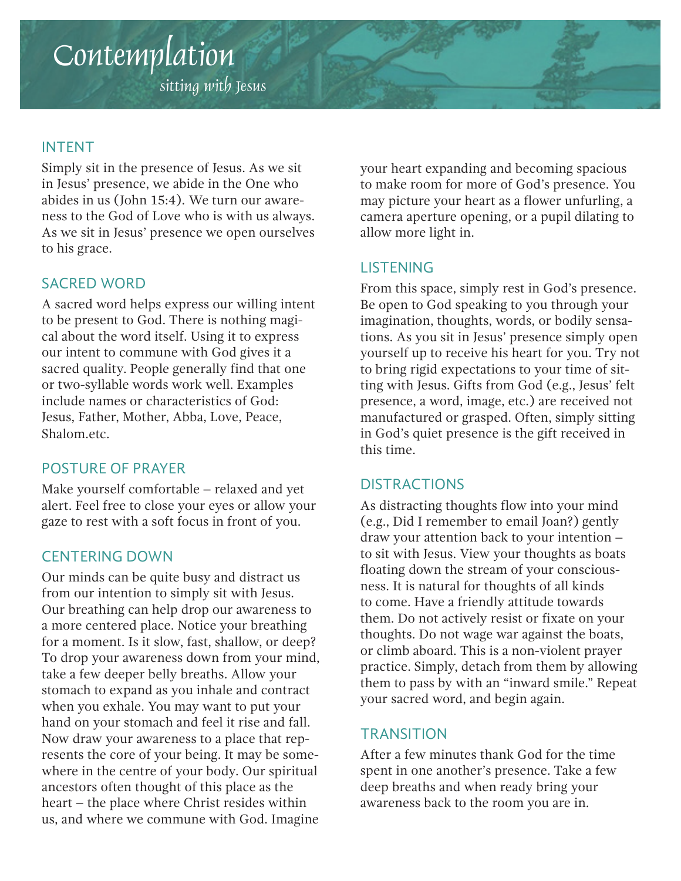# Contemplation

*sitting with Jesus*

## INTENT

Simply sit in the presence of Jesus. As we sit in Jesus' presence, we abide in the One who abides in us (John 15:4). We turn our awareness to the God of Love who is with us always. As we sit in Jesus' presence we open ourselves to his grace.

## SACRED WORD

A sacred word helps express our willing intent to be present to God. There is nothing magical about the word itself. Using it to express our intent to commune with God gives it a sacred quality. People generally find that one or two-syllable words work well. Examples include names or characteristics of God: Jesus, Father, Mother, Abba, Love, Peace, Shalom.etc.

## POSTURE OF PRAYER

Make yourself comfortable – relaxed and yet alert. Feel free to close your eyes or allow your gaze to rest with a soft focus in front of you.

## CENTERING DOWN

Our minds can be quite busy and distract us from our intention to simply sit with Jesus. Our breathing can help drop our awareness to a more centered place. Notice your breathing for a moment. Is it slow, fast, shallow, or deep? To drop your awareness down from your mind, take a few deeper belly breaths. Allow your stomach to expand as you inhale and contract when you exhale. You may want to put your hand on your stomach and feel it rise and fall. Now draw your awareness to a place that represents the core of your being. It may be somewhere in the centre of your body. Our spiritual ancestors often thought of this place as the heart – the place where Christ resides within us, and where we commune with God. Imagine your heart expanding and becoming spacious to make room for more of God's presence. You may picture your heart as a flower unfurling, a camera aperture opening, or a pupil dilating to allow more light in.

## LISTENING

From this space, simply rest in God's presence. Be open to God speaking to you through your imagination, thoughts, words, or bodily sensations. As you sit in Jesus' presence simply open yourself up to receive his heart for you. Try not to bring rigid expectations to your time of sitting with Jesus. Gifts from God (e.g., Jesus' felt presence, a word, image, etc.) are received not manufactured or grasped. Often, simply sitting in God's quiet presence is the gift received in this time.

## DISTRACTIONS

As distracting thoughts flow into your mind (e.g., Did I remember to email Joan?) gently draw your attention back to your intention – to sit with Jesus. View your thoughts as boats floating down the stream of your consciousness. It is natural for thoughts of all kinds to come. Have a friendly attitude towards them. Do not actively resist or fixate on your thoughts. Do not wage war against the boats, or climb aboard. This is a non-violent prayer practice. Simply, detach from them by allowing them to pass by with an "inward smile." Repeat your sacred word, and begin again.

## TRANSITION

After a few minutes thank God for the time spent in one another's presence. Take a few deep breaths and when ready bring your awareness back to the room you are in.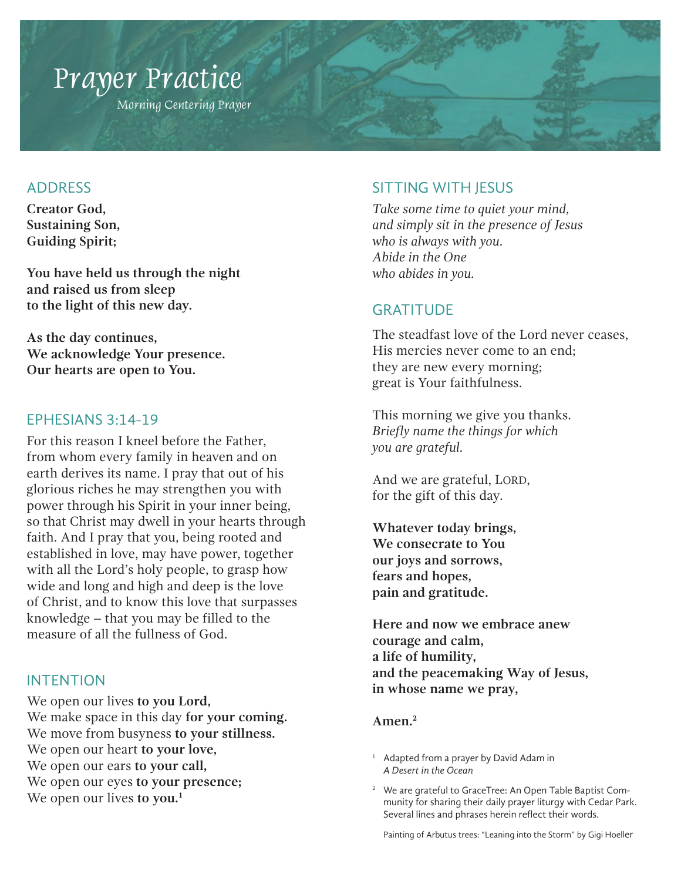# Prayer Practice

*Morning Centering Prayer*

## ADDRESS

**Creator God,**
**Sustaining Son,**
**Guiding Spirit;**

**You have held us through the night**
**and raised us from sleep**
**to the light of this new day.**

**As the day continues,**
**We acknowledge Your presence.**
**Our hearts are open to You.**

## EPHESIANS 3:14-19

For this reason I kneel before the Father, from whom every family in heaven and on earth derives its name. I pray that out of his glorious riches he may strengthen you with power through his Spirit in your inner being, so that Christ may dwell in your hearts through faith. And I pray that you, being rooted and established in love, may have power, together with all the Lord's holy people, to grasp how wide and long and high and deep is the love of Christ, and to know this love that surpasses knowledge – that you may be filled to the measure of all the fullness of God.

## INTENTION

We open our lives **to you Lord,**
We make space in this day **for your coming.**
We move from busyness **to your stillness.**
We open our heart **to your love,**
We open our ears **to your call,**
We open our eyes **to your presence;**
We open our lives **to you.**[1]

## SITTING WITH JESUS

*Take some time to quiet your mind,*
*and simply sit in the presence of Jesus*
*who is always with you.*
*Abide in the One*
*who abides in you.*

## GRATITUDE

The steadfast love of the Lord never ceases,
His mercies never come to an end;
they are new every morning;
great is Your faithfulness.

This morning we give you thanks.
*Briefly name the things for which*
*you are grateful.*

And we are grateful, LORD,
for the gift of this day.

**Whatever today brings,**
**We consecrate to You**
**our joys and sorrows,**
**fears and hopes,**
**pain and gratitude.**

**Here and now we embrace anew**
**courage and calm,**
**a life of humility,**
**and the peacemaking Way of Jesus,**
**in whose name we pray,**

**Amen.**[2]

[1] Adapted from a prayer by David Adam in *A Desert in the Ocean*

[2] We are grateful to GraceTree: An Open Table Baptist Community for sharing their daily prayer liturgy with Cedar Park. Several lines and phrases herein reflect their words.

Painting of Arbutus trees: "Leaning into the Storm" by Gigi Hoeller